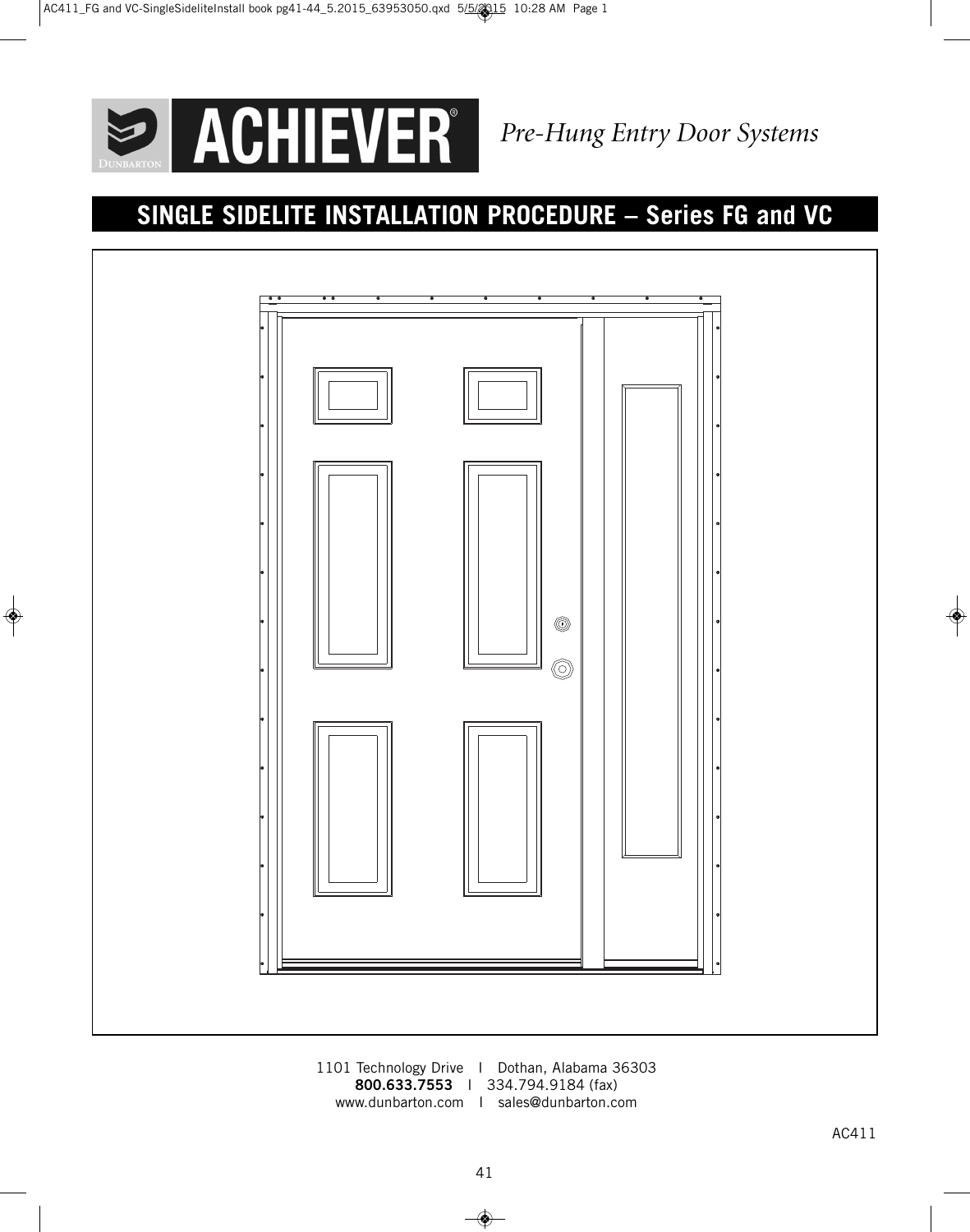# ACHIEVER®

*Pre-Hung Entry Door Systems*

## SINGLE SIDELITE INSTALLATION PROCEDURE – Series FG and VC

1101 Technology Drive | Dothan, Alabama 36303
**800.633.7553** | 334.794.9184 (fax)
www.dunbarton.com | sales@dunbarton.com

AC411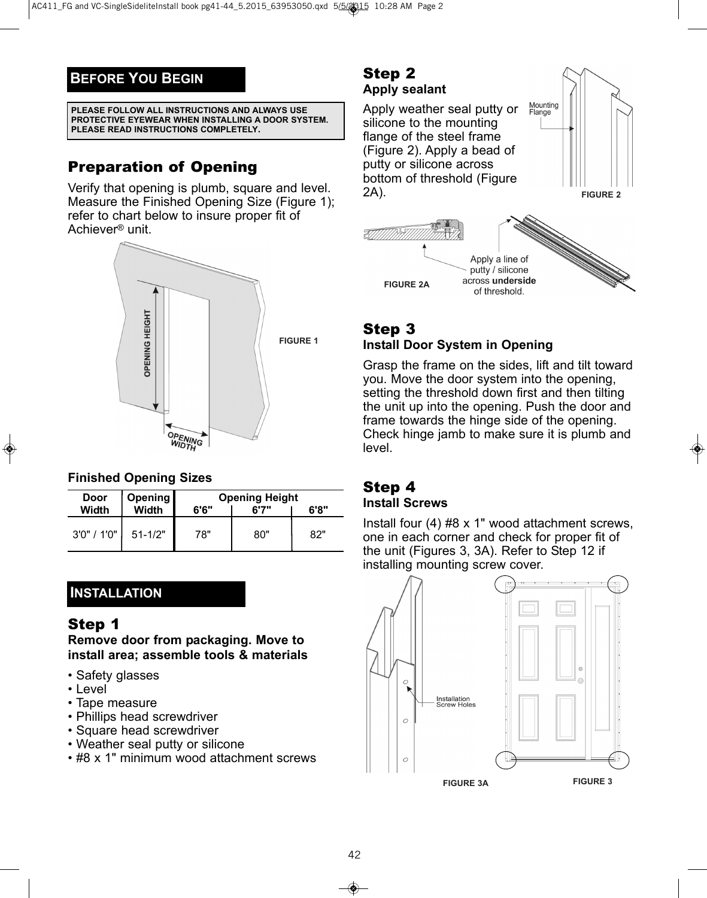## BEFORE YOU BEGIN

**PLEASE FOLLOW ALL INSTRUCTIONS AND ALWAYS USE PROTECTIVE EYEWEAR WHEN INSTALLING A DOOR SYSTEM. PLEASE READ INSTRUCTIONS COMPLETELY.**

## Preparation of Opening

Verify that opening is plumb, square and level. Measure the Finished Opening Size (Figure 1); refer to chart below to insure proper fit of Achiever® unit.

OPENING HEIGHT

OPENING WIDTH

FIGURE 1

**Finished Opening Sizes**

| Door Width | Opening Width | Opening Height 6'6" | 6'7" | 6'8" |
|---|---|---|---|---|
| 3'0" / 1'0" | 51-1/2" | 78" | 80" | 82" |

## INSTALLATION

### Step 1

**Remove door from packaging. Move to install area; assemble tools & materials**

- Safety glasses
- Level
- Tape measure
- Phillips head screwdriver
- Square head screwdriver
- Weather seal putty or silicone
- #8 x 1" minimum wood attachment screws

### Step 2

**Apply sealant**

Apply weather seal putty or silicone to the mounting flange of the steel frame (Figure 2). Apply a bead of putty or silicone across bottom of threshold (Figure 2A).

Mounting Flange

FIGURE 2

Apply a line of putty / silicone across **underside** of threshold.

FIGURE 2A

### Step 3

**Install Door System in Opening**

Grasp the frame on the sides, lift and tilt toward you. Move the door system into the opening, setting the threshold down first and then tilting the unit up into the opening. Push the door and frame towards the hinge side of the opening. Check hinge jamb to make sure it is plumb and level.

### Step 4

**Install Screws**

Install four (4) #8 x 1" wood attachment screws, one in each corner and check for proper fit of the unit (Figures 3, 3A). Refer to Step 12 if installing mounting screw cover.

Installation Screw Holes

FIGURE 3A

FIGURE 3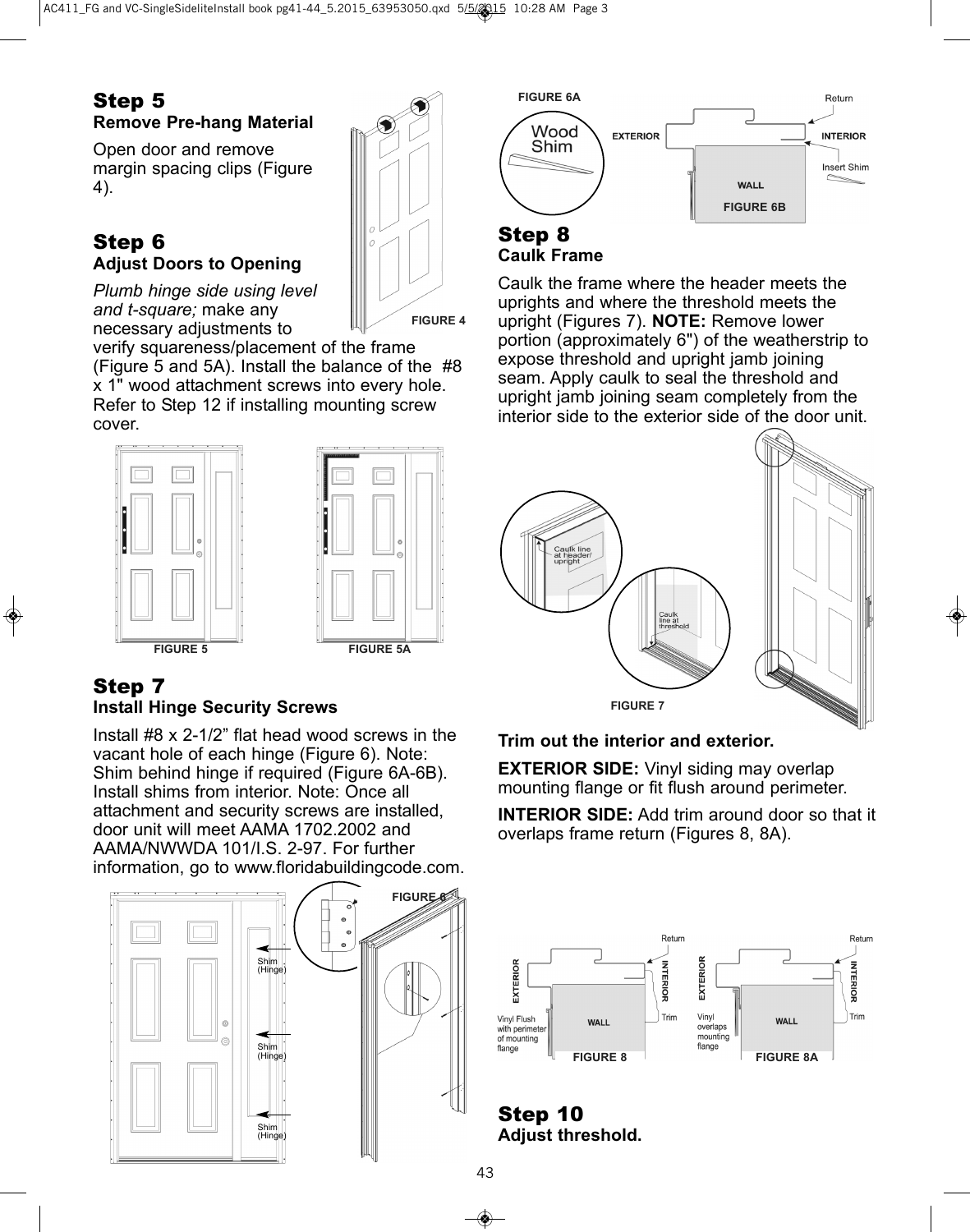## Step 5

### Remove Pre-hang Material

Open door and remove margin spacing clips (Figure 4).

FIGURE 4

## Step 6

### Adjust Doors to Opening

*Plumb hinge side using level and t-square;* make any necessary adjustments to verify squareness/placement of the frame (Figure 5 and 5A). Install the balance of the #8 x 1" wood attachment screws into every hole. Refer to Step 12 if installing mounting screw cover.

FIGURE 5

FIGURE 5A

## Step 7

### Install Hinge Security Screws

Install #8 x 2-1/2” flat head wood screws in the vacant hole of each hinge (Figure 6). Note: Shim behind hinge if required (Figure 6A-6B). Install shims from interior. Note: Once all attachment and security screws are installed, door unit will meet AAMA 1702.2002 and AAMA/NWWDA 101/I.S. 2-97. For further information, go to www.floridabuildingcode.com.

FIGURE 6

FIGURE 6A

FIGURE 6B

## Step 8

### Caulk Frame

Caulk the frame where the header meets the uprights and where the threshold meets the upright (Figures 7). **NOTE:** Remove lower portion (approximately 6") of the weatherstrip to expose threshold and upright jamb joining seam. Apply caulk to seal the threshold and upright jamb joining seam completely from the interior side to the exterior side of the door unit.

FIGURE 7

**Trim out the interior and exterior.**

**EXTERIOR SIDE:** Vinyl siding may overlap mounting flange or fit flush around perimeter.

**INTERIOR SIDE:** Add trim around door so that it overlaps frame return (Figures 8, 8A).

FIGURE 8

FIGURE 8A

## Step 10

### Adjust threshold.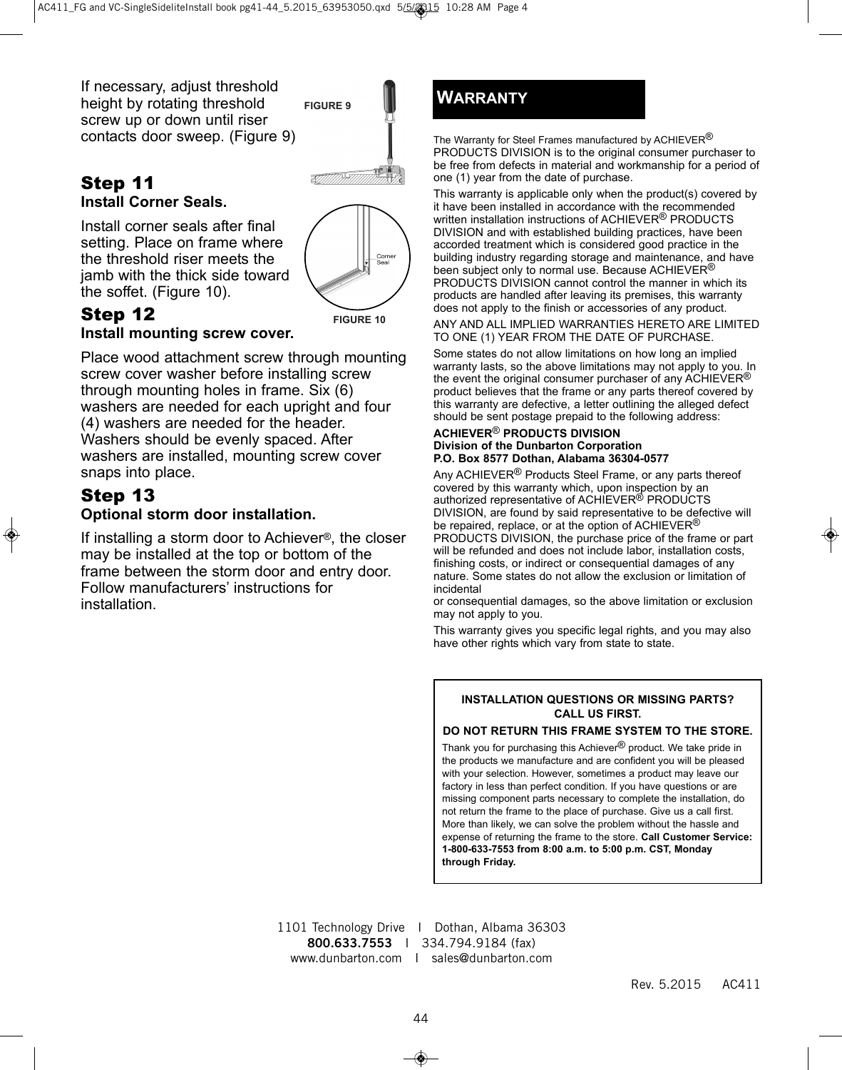If necessary, adjust threshold height by rotating threshold screw up or down until riser contacts door sweep. (Figure 9)

FIGURE 9

## Step 11

**Install Corner Seals.**

Install corner seals after final setting. Place on frame where the threshold riser meets the jamb with the thick side toward the soffet. (Figure 10).

Corner Seal

FIGURE 10

## Step 12

**Install mounting screw cover.**

Place wood attachment screw through mounting screw cover washer before installing screw through mounting holes in frame. Six (6) washers are needed for each upright and four (4) washers are needed for the header. Washers should be evenly spaced. After washers are installed, mounting screw cover snaps into place.

## Step 13

**Optional storm door installation.**

If installing a storm door to Achiever®, the closer may be installed at the top or bottom of the frame between the storm door and entry door. Follow manufacturers' instructions for installation.

## WARRANTY

The Warranty for Steel Frames manufactured by ACHIEVER® PRODUCTS DIVISION is to the original consumer purchaser to be free from defects in material and workmanship for a period of one (1) year from the date of purchase.

This warranty is applicable only when the product(s) covered by it have been installed in accordance with the recommended written installation instructions of ACHIEVER® PRODUCTS DIVISION and with established building practices, have been accorded treatment which is considered good practice in the building industry regarding storage and maintenance, and have been subject only to normal use. Because ACHIEVER® PRODUCTS DIVISION cannot control the manner in which its products are handled after leaving its premises, this warranty does not apply to the finish or accessories of any product.

ANY AND ALL IMPLIED WARRANTIES HERETO ARE LIMITED TO ONE (1) YEAR FROM THE DATE OF PURCHASE.

Some states do not allow limitations on how long an implied warranty lasts, so the above limitations may not apply to you. In the event the original consumer purchaser of any ACHIEVER® product believes that the frame or any parts thereof covered by this warranty are defective, a letter outlining the alleged defect should be sent postage prepaid to the following address:

**ACHIEVER® PRODUCTS DIVISION**
**Division of the Dunbarton Corporation**
**P.O. Box 8577 Dothan, Alabama 36304-0577**

Any ACHIEVER® Products Steel Frame, or any parts thereof covered by this warranty which, upon inspection by an authorized representative of ACHIEVER® PRODUCTS DIVISION, are found by said representative to be defective will be repaired, replace, or at the option of ACHIEVER® PRODUCTS DIVISION, the purchase price of the frame or part will be refunded and does not include labor, installation costs, finishing costs, or indirect or consequential damages of any nature. Some states do not allow the exclusion or limitation of incidental or consequential damages, so the above limitation or exclusion may not apply to you.

This warranty gives you specific legal rights, and you may also have other rights which vary from state to state.

**INSTALLATION QUESTIONS OR MISSING PARTS?**
**CALL US FIRST.**

**DO NOT RETURN THIS FRAME SYSTEM TO THE STORE.**

Thank you for purchasing this Achiever® product. We take pride in the products we manufacture and are confident you will be pleased with your selection. However, sometimes a product may leave our factory in less than perfect condition. If you have questions or are missing component parts necessary to complete the installation, do not return the frame to the place of purchase. Give us a call first. More than likely, we can solve the problem without the hassle and expense of returning the frame to the store. **Call Customer Service: 1-800-633-7553 from 8:00 a.m. to 5:00 p.m. CST, Monday through Friday.**

1101 Technology Drive | Dothan, Albama 36303
**800.633.7553** | 334.794.9184 (fax)
www.dunbarton.com | sales@dunbarton.com

Rev. 5.2015 AC411